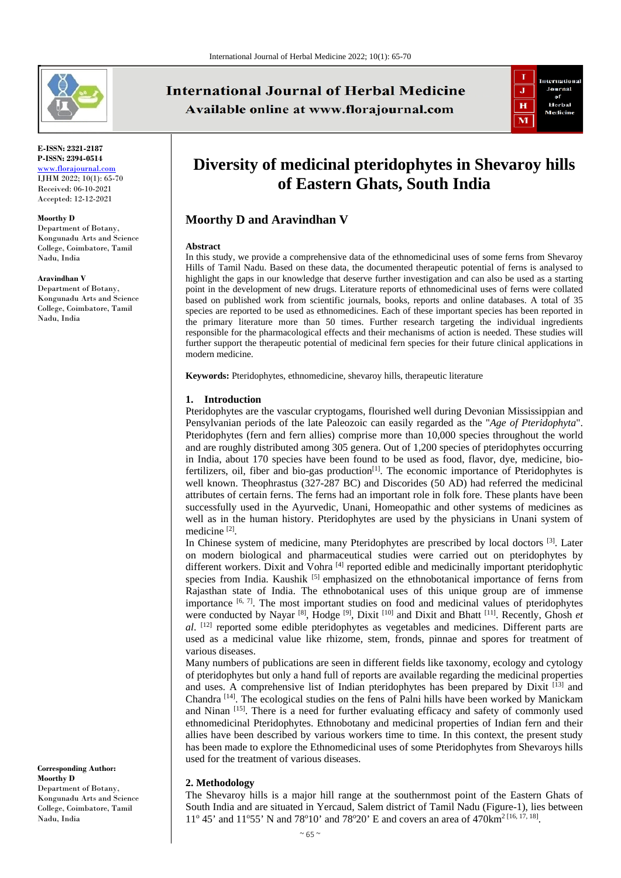E-ISSN: 2321-2187
P-ISSN: 2394-0514
www.florajournal.com
IJHM 2022; 10(1): 65-70
Received: 06-10-2021
Accepted: 12-12-2021

**Moorthy D**
Department of Botany, Kongunadu Arts and Science College, Coimbatore, Tamil Nadu, India

**Aravindhan V**
Department of Botany, Kongunadu Arts and Science College, Coimbatore, Tamil Nadu, India

**Corresponding Author:**
**Moorthy D**
Department of Botany, Kongunadu Arts and Science College, Coimbatore, Tamil Nadu, India

# Diversity of medicinal pteridophytes in Shevaroy hills of Eastern Ghats, South India

## Moorthy D and Aravindhan V

### Abstract

In this study, we provide a comprehensive data of the ethnomedicinal uses of some ferns from Shevaroy Hills of Tamil Nadu. Based on these data, the documented therapeutic potential of ferns is analysed to highlight the gaps in our knowledge that deserve further investigation and can also be used as a starting point in the development of new drugs. Literature reports of ethnomedicinal uses of ferns were collated based on published work from scientific journals, books, reports and online databases. A total of 35 species are reported to be used as ethnomedicines. Each of these important species has been reported in the primary literature more than 50 times. Further research targeting the individual ingredients responsible for the pharmacological effects and their mechanisms of action is needed. These studies will further support the therapeutic potential of medicinal fern species for their future clinical applications in modern medicine.

**Keywords:** Pteridophytes, ethnomedicine, shevaroy hills, therapeutic literature

## 1. Introduction

Pteridophytes are the vascular cryptogams, flourished well during Devonian Mississippian and Pensylvanian periods of the late Paleozoic can easily regarded as the "*Age of Pteridophyta*". Pteridophytes (fern and fern allies) comprise more than 10,000 species throughout the world and are roughly distributed among 305 genera. Out of 1,200 species of pteridophytes occurring in India, about 170 species have been found to be used as food, flavor, dye, medicine, bio-fertilizers, oil, fiber and bio-gas production[1]. The economic importance of Pteridophytes is well known. Theophrastus (327-287 BC) and Discorides (50 AD) had referred the medicinal attributes of certain ferns. The ferns had an important role in folk fore. These plants have been successfully used in the Ayurvedic, Unani, Homeopathic and other systems of medicines as well as in the human history. Pteridophytes are used by the physicians in Unani system of medicine [2].

In Chinese system of medicine, many Pteridophytes are prescribed by local doctors [3]. Later on modern biological and pharmaceutical studies were carried out on pteridophytes by different workers. Dixit and Vohra [4] reported edible and medicinally important pteridophytic species from India. Kaushik [5] emphasized on the ethnobotanical importance of ferns from Rajasthan state of India. The ethnobotanical uses of this unique group are of immense importance [6, 7]. The most important studies on food and medicinal values of pteridophytes were conducted by Nayar [8], Hodge [9], Dixit [10] and Dixit and Bhatt [11]. Recently, Ghosh *et al*. [12] reported some edible pteridophytes as vegetables and medicines. Different parts are used as a medicinal value like rhizome, stem, fronds, pinnae and spores for treatment of various diseases.

Many numbers of publications are seen in different fields like taxonomy, ecology and cytology of pteridophytes but only a hand full of reports are available regarding the medicinal properties and uses. A comprehensive list of Indian pteridophytes has been prepared by Dixit [13] and Chandra [14]. The ecological studies on the fens of Palni hills have been worked by Manickam and Ninan [15]. There is a need for further evaluating efficacy and safety of commonly used ethnomedicinal Pteridophytes. Ethnobotany and medicinal properties of Indian fern and their allies have been described by various workers time to time. In this context, the present study has been made to explore the Ethnomedicinal uses of some Pteridophytes from Shevaroys hills used for the treatment of various diseases.

## 2. Methodology

The Shevaroy hills is a major hill range at the southernmost point of the Eastern Ghats of South India and are situated in Yercaud, Salem district of Tamil Nadu (Figure-1), lies between 11° 45' and 11°55' N and 78°10' and 78°20' E and covers an area of 470km$^2$ [16, 17, 18].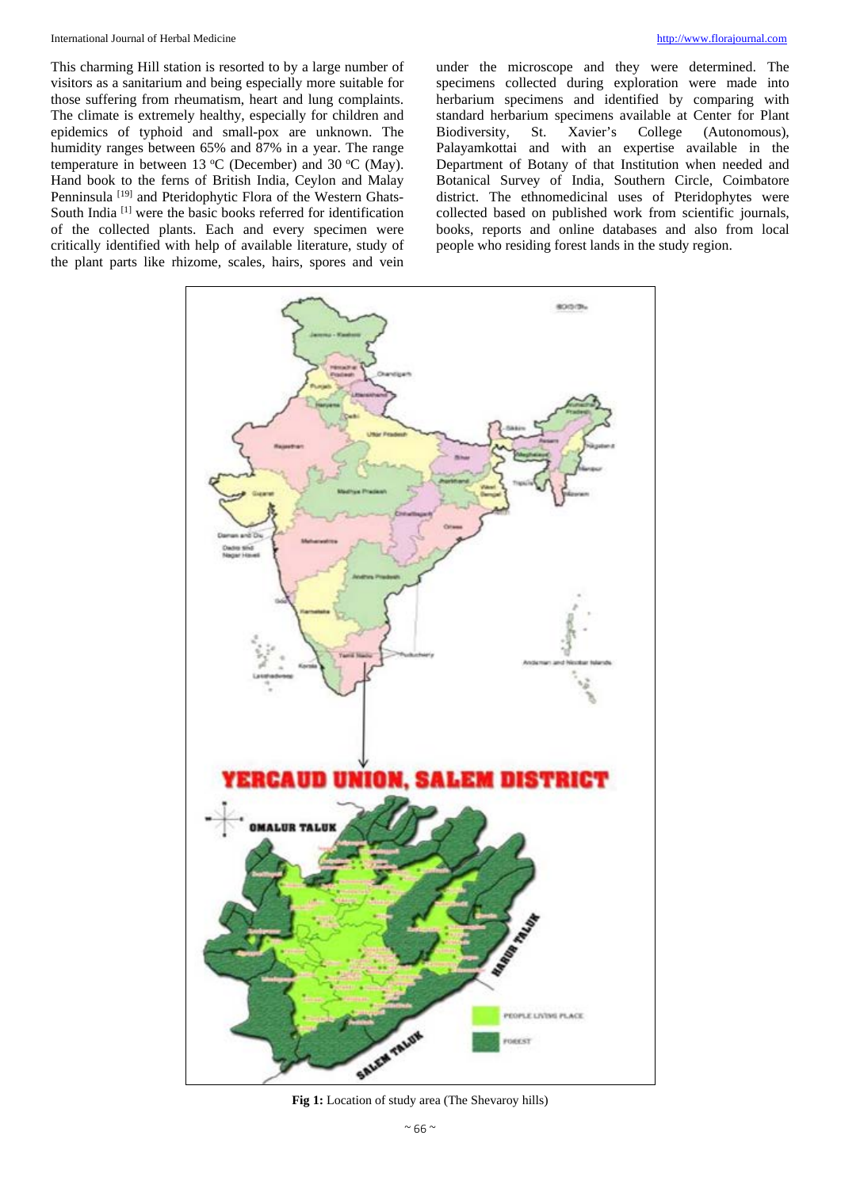This charming Hill station is resorted to by a large number of visitors as a sanitarium and being especially more suitable for those suffering from rheumatism, heart and lung complaints. The climate is extremely healthy, especially for children and epidemics of typhoid and small-pox are unknown. The humidity ranges between 65% and 87% in a year. The range temperature in between 13 °C (December) and 30 °C (May). Hand book to the ferns of British India, Ceylon and Malay Penninsula [19] and Pteridophytic Flora of the Western Ghats-South India [1] were the basic books referred for identification of the collected plants. Each and every specimen were critically identified with help of available literature, study of the plant parts like rhizome, scales, hairs, spores and vein under the microscope and they were determined. The specimens collected during exploration were made into herbarium specimens and identified by comparing with standard herbarium specimens available at Center for Plant Biodiversity, St. Xavier's College (Autonomous), Palayamkottai and with an expertise available in the Department of Botany of that Institution when needed and Botanical Survey of India, Southern Circle, Coimbatore district. The ethnomedicinal uses of Pteridophytes were collected based on published work from scientific journals, books, reports and online databases and also from local people who residing forest lands in the study region.

**Fig 1:** Location of study area (The Shevaroy hills)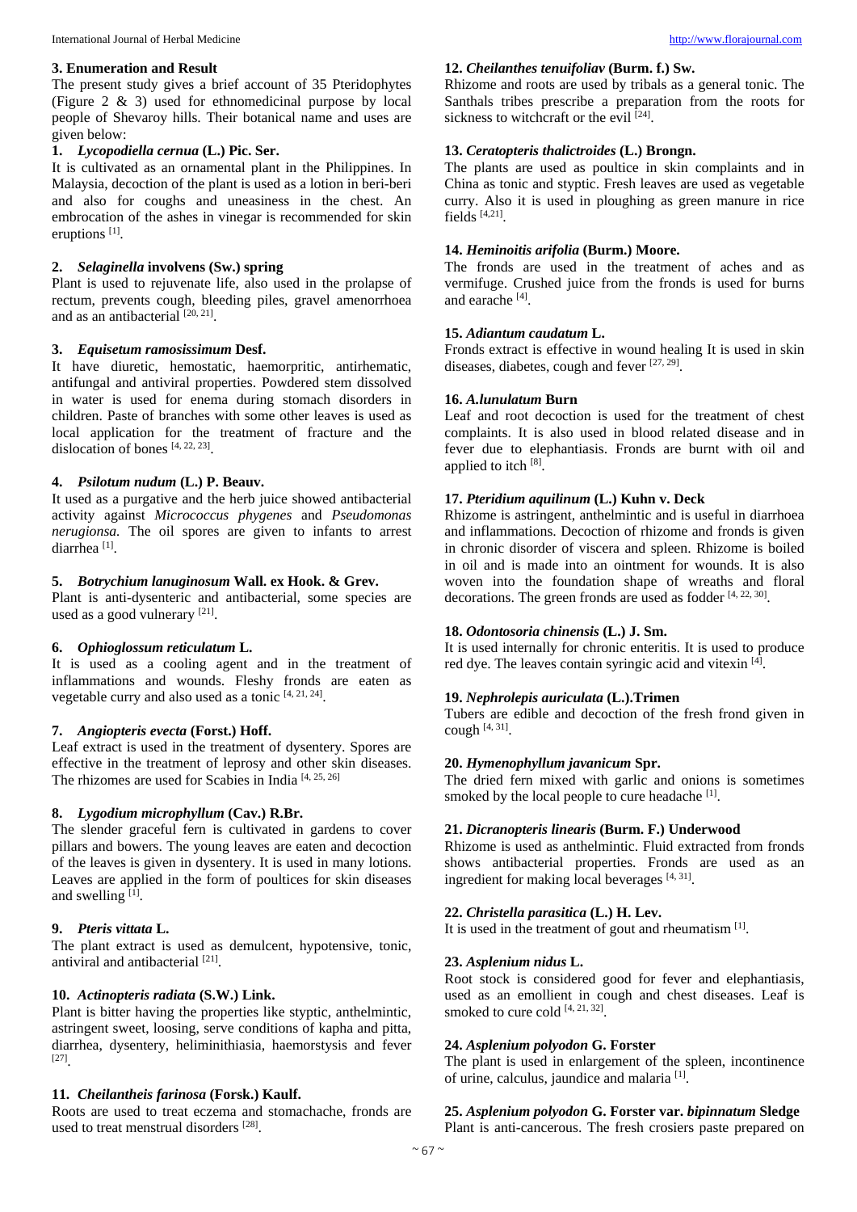## 3. Enumeration and Result

The present study gives a brief account of 35 Pteridophytes (Figure 2 & 3) used for ethnomedicinal purpose by local people of Shevaroy hills. Their botanical name and uses are given below:

### 1. *Lycopodiella cernua* (L.) Pic. Ser.

It is cultivated as an ornamental plant in the Philippines. In Malaysia, decoction of the plant is used as a lotion in beri-beri and also for coughs and uneasiness in the chest. An embrocation of the ashes in vinegar is recommended for skin eruptions [1].

### 2. *Selaginella* involvens (Sw.) spring

Plant is used to rejuvenate life, also used in the prolapse of rectum, prevents cough, bleeding piles, gravel amenorrhoea and as an antibacterial [20, 21].

### 3. *Equisetum ramosissimum* Desf.

It have diuretic, hemostatic, haemorpritic, antirhematic, antifungal and antiviral properties. Powdered stem dissolved in water is used for enema during stomach disorders in children. Paste of branches with some other leaves is used as local application for the treatment of fracture and the dislocation of bones [4, 22, 23].

### 4. *Psilotum nudum* (L.) P. Beauv.

It used as a purgative and the herb juice showed antibacterial activity against *Micrococcus phygenes* and *Pseudomonas nerugionsa.* The oil spores are given to infants to arrest diarrhea [1].

### 5. *Botrychium lanuginosum* Wall. ex Hook. & Grev.

Plant is anti-dysenteric and antibacterial, some species are used as a good vulnerary [21].

### 6. *Ophioglossum reticulatum* L.

It is used as a cooling agent and in the treatment of inflammations and wounds. Fleshy fronds are eaten as vegetable curry and also used as a tonic [4, 21, 24].

### 7. *Angiopteris evecta* (Forst.) Hoff.

Leaf extract is used in the treatment of dysentery. Spores are effective in the treatment of leprosy and other skin diseases. The rhizomes are used for Scabies in India [4, 25, 26]

### 8. *Lygodium microphyllum* (Cav.) R.Br.

The slender graceful fern is cultivated in gardens to cover pillars and bowers. The young leaves are eaten and decoction of the leaves is given in dysentery. It is used in many lotions. Leaves are applied in the form of poultices for skin diseases and swelling [1].

### 9. *Pteris vittata* L.

The plant extract is used as demulcent, hypotensive, tonic, antiviral and antibacterial [21].

### 10. *Actinopteris radiata* (S.W.) Link.

Plant is bitter having the properties like styptic, anthelmintic, astringent sweet, loosing, serve conditions of kapha and pitta, diarrhea, dysentery, heliminithiasia, haemorstysis and fever [27].

### 11. *Cheilantheis farinosa* (Forsk.) Kaulf.

Roots are used to treat eczema and stomachache, fronds are used to treat menstrual disorders [28].

### 12. *Cheilanthes tenuifoliav* (Burm. f.) Sw.

Rhizome and roots are used by tribals as a general tonic. The Santhals tribes prescribe a preparation from the roots for sickness to witchcraft or the evil [24].

### 13. *Ceratopteris thalictroides* (L.) Brongn.

The plants are used as poultice in skin complaints and in China as tonic and styptic. Fresh leaves are used as vegetable curry. Also it is used in ploughing as green manure in rice fields [4,21].

### 14. *Heminoitis arifolia* (Burm.) Moore.

The fronds are used in the treatment of aches and as vermifuge. Crushed juice from the fronds is used for burns and earache [4].

### 15. *Adiantum caudatum* L.

Fronds extract is effective in wound healing It is used in skin diseases, diabetes, cough and fever [27, 29].

### 16. *A.lunulatum* Burn

Leaf and root decoction is used for the treatment of chest complaints. It is also used in blood related disease and in fever due to elephantiasis. Fronds are burnt with oil and applied to itch [8].

### 17. *Pteridium aquilinum* (L.) Kuhn v. Deck

Rhizome is astringent, anthelmintic and is useful in diarrhoea and inflammations. Decoction of rhizome and fronds is given in chronic disorder of viscera and spleen. Rhizome is boiled in oil and is made into an ointment for wounds. It is also woven into the foundation shape of wreaths and floral decorations. The green fronds are used as fodder [4, 22, 30].

### 18. *Odontosoria chinensis* (L.) J. Sm.

It is used internally for chronic enteritis. It is used to produce red dye. The leaves contain syringic acid and vitexin [4].

### 19. *Nephrolepis auriculata* (L.).Trimen

Tubers are edible and decoction of the fresh frond given in cough [4, 31].

### 20. *Hymenophyllum javanicum* Spr.

The dried fern mixed with garlic and onions is sometimes smoked by the local people to cure headache [1].

### 21. *Dicranopteris linearis* (Burm. F.) Underwood

Rhizome is used as anthelmintic. Fluid extracted from fronds shows antibacterial properties. Fronds are used as an ingredient for making local beverages [4, 31].

### 22. *Christella parasitica* (L.) H. Lev.

It is used in the treatment of gout and rheumatism [1].

### 23. *Asplenium nidus* L.

Root stock is considered good for fever and elephantiasis, used as an emollient in cough and chest diseases. Leaf is smoked to cure cold [4, 21, 32].

### 24. *Asplenium polyodon* G. Forster

The plant is used in enlargement of the spleen, incontinence of urine, calculus, jaundice and malaria [1].

### 25. *Asplenium polyodon* G. Forster var. *bipinnatum* Sledge

Plant is anti-cancerous. The fresh crosiers paste prepared on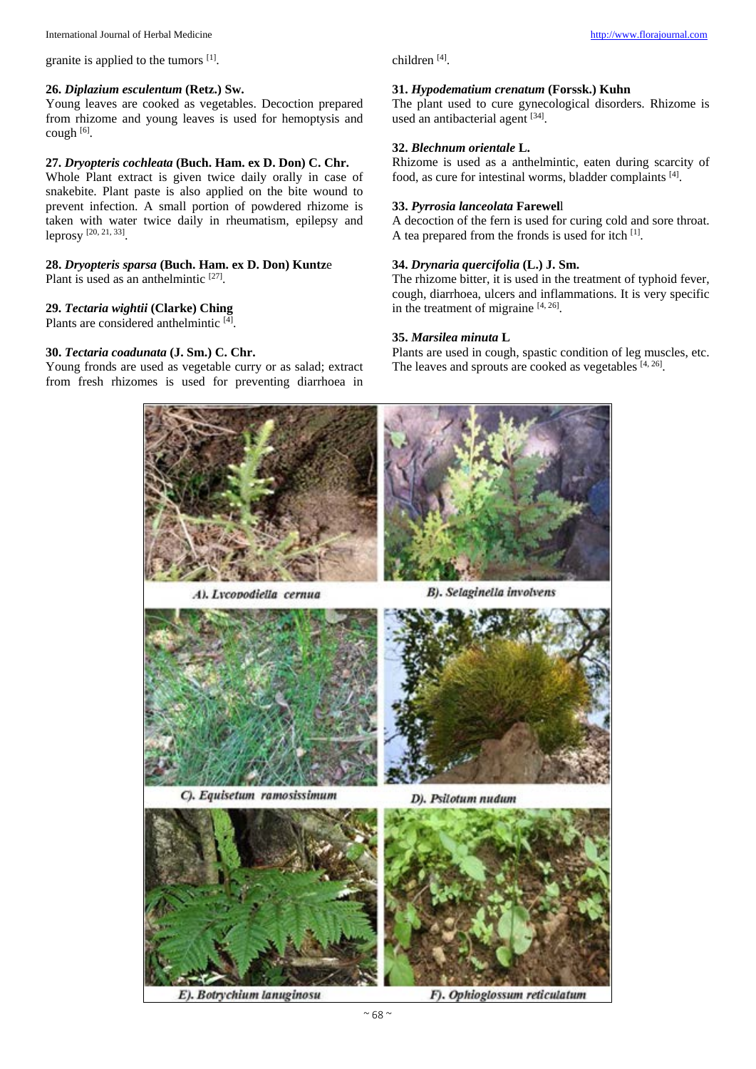granite is applied to the tumors [1].

**26. *Diplazium esculentum* (Retz.) Sw.**
Young leaves are cooked as vegetables. Decoction prepared from rhizome and young leaves is used for hemoptysis and cough [6].

**27. *Dryopteris cochleata* (Buch. Ham. ex D. Don) C. Chr.**
Whole Plant extract is given twice daily orally in case of snakebite. Plant paste is also applied on the bite wound to prevent infection. A small portion of powdered rhizome is taken with water twice daily in rheumatism, epilepsy and leprosy [20, 21, 33].

**28. *Dryopteris sparsa* (Buch. Ham. ex D. Don) Kuntze**
Plant is used as an anthelmintic [27].

**29. *Tectaria wightii* (Clarke) Ching**
Plants are considered anthelmintic [4].

**30. *Tectaria coadunata* (J. Sm.) C. Chr.**
Young fronds are used as vegetable curry or as salad; extract from fresh rhizomes is used for preventing diarrhoea in children [4].

**31. *Hypodematium crenatum* (Forssk.) Kuhn**
The plant used to cure gynecological disorders. Rhizome is used an antibacterial agent [34].

**32. *Blechnum orientale* L.**
Rhizome is used as a anthelmintic, eaten during scarcity of food, as cure for intestinal worms, bladder complaints [4].

**33. *Pyrrosia lanceolata* Farewell**
A decoction of the fern is used for curing cold and sore throat. A tea prepared from the fronds is used for itch [1].

**34. *Drynaria quercifolia* (L.) J. Sm.**
The rhizome bitter, it is used in the treatment of typhoid fever, cough, diarrhoea, ulcers and inflammations. It is very specific in the treatment of migraine [4, 26].

**35. *Marsilea minuta* L**
Plants are used in cough, spastic condition of leg muscles, etc. The leaves and sprouts are cooked as vegetables [4, 26].

A). *Lycopodiella cernua*

B). *Selaginella involvens*

C). *Equisetum ramosissimum*

D). *Psilotum nudum*

E). *Botrychium lanuginosu*

F). *Ophioglossum reticulatum*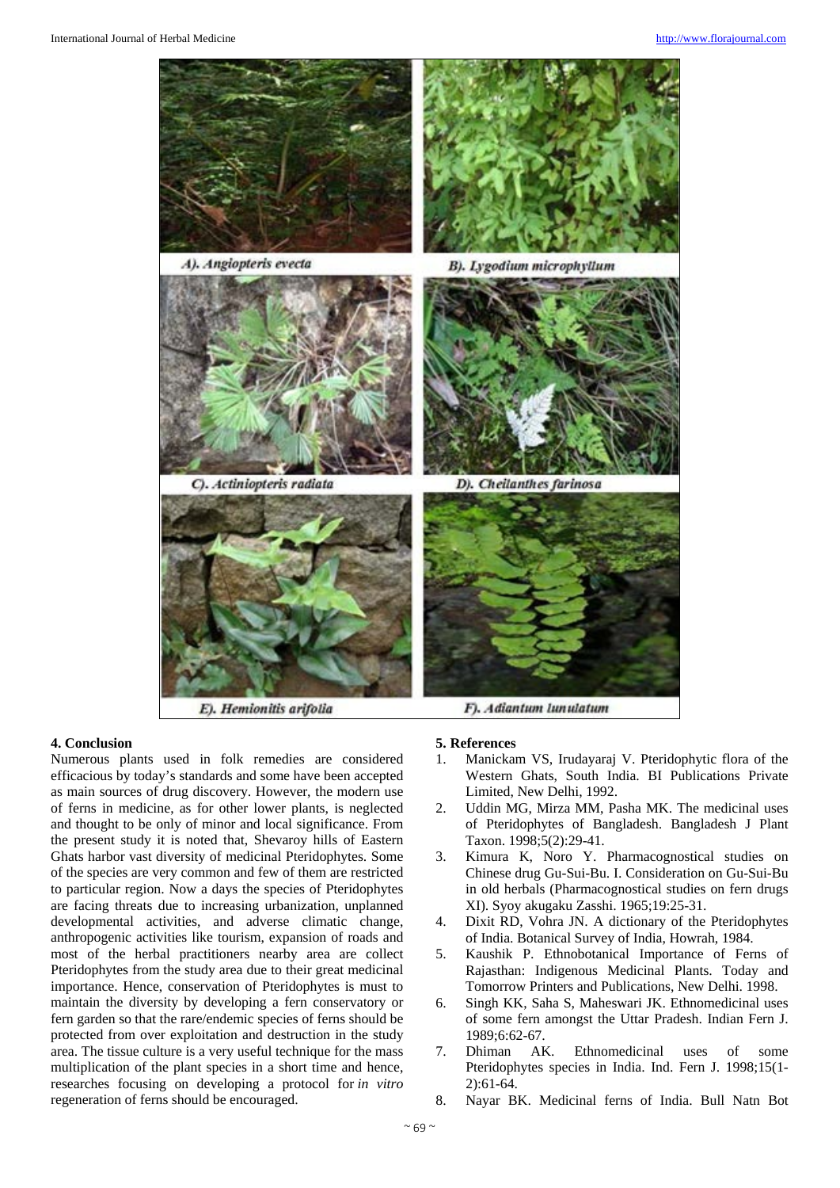A). *Angiopteris evecta*

B). *Lygodium microphyllum*

C). *Actiniopteris radiata*

D). *Cheilanthes farinosa*

E). *Hemionitis arifolia*

F). *Adiantum lunulatum*

## 4. Conclusion

Numerous plants used in folk remedies are considered efficacious by today's standards and some have been accepted as main sources of drug discovery. However, the modern use of ferns in medicine, as for other lower plants, is neglected and thought to be only of minor and local significance. From the present study it is noted that, Shevaroy hills of Eastern Ghats harbor vast diversity of medicinal Pteridophytes. Some of the species are very common and few of them are restricted to particular region. Now a days the species of Pteridophytes are facing threats due to increasing urbanization, unplanned developmental activities, and adverse climatic change, anthropogenic activities like tourism, expansion of roads and most of the herbal practitioners nearby area are collect Pteridophytes from the study area due to their great medicinal importance. Hence, conservation of Pteridophytes is must to maintain the diversity by developing a fern conservatory or fern garden so that the rare/endemic species of ferns should be protected from over exploitation and destruction in the study area. The tissue culture is a very useful technique for the mass multiplication of the plant species in a short time and hence, researches focusing on developing a protocol for *in vitro* regeneration of ferns should be encouraged.

## 5. References

1. Manickam VS, Irudayaraj V. Pteridophytic flora of the Western Ghats, South India. BI Publications Private Limited, New Delhi, 1992.
2. Uddin MG, Mirza MM, Pasha MK. The medicinal uses of Pteridophytes of Bangladesh. Bangladesh J Plant Taxon. 1998;5(2):29-41.
3. Kimura K, Noro Y. Pharmacognostical studies on Chinese drug Gu-Sui-Bu. I. Consideration on Gu-Sui-Bu in old herbals (Pharmacognostical studies on fern drugs XI). Syoy akugaku Zasshi. 1965;19:25-31.
4. Dixit RD, Vohra JN. A dictionary of the Pteridophytes of India. Botanical Survey of India, Howrah, 1984.
5. Kaushik P. Ethnobotanical Importance of Ferns of Rajasthan: Indigenous Medicinal Plants. Today and Tomorrow Printers and Publications, New Delhi. 1998.
6. Singh KK, Saha S, Maheswari JK. Ethnomedicinal uses of some fern amongst the Uttar Pradesh. Indian Fern J. 1989;6:62-67.
7. Dhiman AK. Ethnomedicinal uses of some Pteridophytes species in India. Ind. Fern J. 1998;15(1-2):61-64.
8. Nayar BK. Medicinal ferns of India. Bull Natn Bot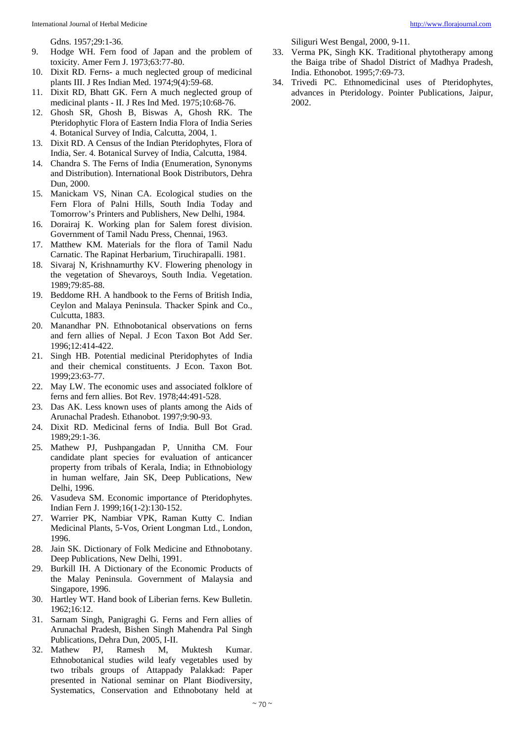Gdns. 1957;29:1-36.

9. Hodge WH. Fern food of Japan and the problem of toxicity. Amer Fern J. 1973;63:77-80.
10. Dixit RD. Ferns- a much neglected group of medicinal plants III. J Res Indian Med. 1974;9(4):59-68.
11. Dixit RD, Bhatt GK. Fern A much neglected group of medicinal plants - II. J Res Ind Med. 1975;10:68-76.
12. Ghosh SR, Ghosh B, Biswas A, Ghosh RK. The Pteridophytic Flora of Eastern India Flora of India Series 4. Botanical Survey of India, Calcutta, 2004, 1.
13. Dixit RD. A Census of the Indian Pteridophytes, Flora of India, Ser. 4. Botanical Survey of India, Calcutta, 1984.
14. Chandra S. The Ferns of India (Enumeration, Synonyms and Distribution). International Book Distributors, Dehra Dun, 2000.
15. Manickam VS, Ninan CA. Ecological studies on the Fern Flora of Palni Hills, South India Today and Tomorrow's Printers and Publishers, New Delhi, 1984.
16. Dorairaj K. Working plan for Salem forest division. Government of Tamil Nadu Press, Chennai, 1963.
17. Matthew KM. Materials for the flora of Tamil Nadu Carnatic. The Rapinat Herbarium, Tiruchirapalli. 1981.
18. Sivaraj N, Krishnamurthy KV. Flowering phenology in the vegetation of Shevaroys, South India. Vegetation. 1989;79:85-88.
19. Beddome RH. A handbook to the Ferns of British India, Ceylon and Malaya Peninsula. Thacker Spink and Co., Culcutta, 1883.
20. Manandhar PN. Ethnobotanical observations on ferns and fern allies of Nepal. J Econ Taxon Bot Add Ser. 1996;12:414-422.
21. Singh HB. Potential medicinal Pteridophytes of India and their chemical constituents. J Econ. Taxon Bot. 1999;23:63-77.
22. May LW. The economic uses and associated folklore of ferns and fern allies. Bot Rev. 1978;44:491-528.
23. Das AK. Less known uses of plants among the Aids of Arunachal Pradesh. Ethanobot. 1997;9:90-93.
24. Dixit RD. Medicinal ferns of India. Bull Bot Grad. 1989;29:1-36.
25. Mathew PJ, Pushpangadan P, Unnitha CM. Four candidate plant species for evaluation of anticancer property from tribals of Kerala, India; in Ethnobiology in human welfare, Jain SK, Deep Publications, New Delhi, 1996.
26. Vasudeva SM. Economic importance of Pteridophytes. Indian Fern J. 1999;16(1-2):130-152.
27. Warrier PK, Nambiar VPK, Raman Kutty C. Indian Medicinal Plants, 5-Vos, Orient Longman Ltd., London, 1996.
28. Jain SK. Dictionary of Folk Medicine and Ethnobotany. Deep Publications, New Delhi, 1991.
29. Burkill IH. A Dictionary of the Economic Products of the Malay Peninsula. Government of Malaysia and Singapore, 1996.
30. Hartley WT. Hand book of Liberian ferns. Kew Bulletin. 1962;16:12.
31. Sarnam Singh, Panigraghi G. Ferns and Fern allies of Arunachal Pradesh, Bishen Singh Mahendra Pal Singh Publications, Dehra Dun, 2005, I-II.
32. Mathew PJ, Ramesh M, Muktesh Kumar. Ethnobotanical studies wild leafy vegetables used by two tribals groups of Attappady Palakkad: Paper presented in National seminar on Plant Biodiversity, Systematics, Conservation and Ethnobotany held at Siliguri West Bengal, 2000, 9-11.
33. Verma PK, Singh KK. Traditional phytotherapy among the Baiga tribe of Shadol District of Madhya Pradesh, India. Ethonobot. 1995;7:69-73.
34. Trivedi PC. Ethnomedicinal uses of Pteridophytes, advances in Pteridology. Pointer Publications, Jaipur, 2002.